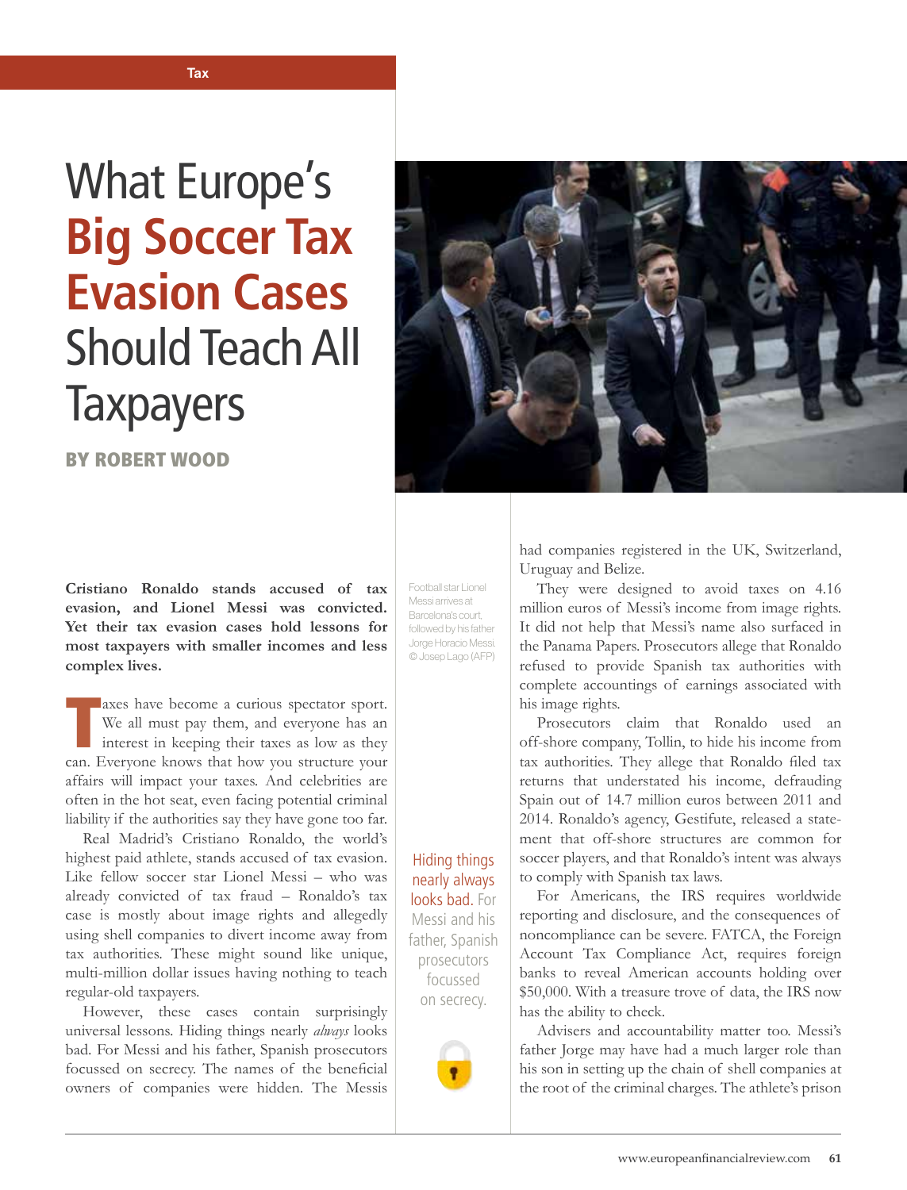# What Europe's **Big Soccer Tax Evasion Cases** Should Teach All Taxpayers

**BY ROBERT WOOD**

**Cristiano Ronaldo stands accused of tax evasion, and Lionel Messi was convicted. Yet their tax evasion cases hold lessons for most taxpayers with smaller incomes and less complex lives.**

Taxes have become a curious spectator sport. We all must pay them, and everyone has an interest in keeping their taxes as low as they can. Everyone knows that how you structure your affairs will impact your taxes. And celebrities are often in the hot seat, even facing potential criminal liability if the authorities say they have gone too far.

Real Madrid's Cristiano Ronaldo, the world's highest paid athlete, stands accused of tax evasion. Like fellow soccer star Lionel Messi – who was already convicted of tax fraud – Ronaldo's tax case is mostly about image rights and allegedly using shell companies to divert income away from tax authorities. These might sound like unique, multi-million dollar issues having nothing to teach regular-old taxpayers.

However, these cases contain surprisingly universal lessons. Hiding things nearly *always* looks bad. For Messi and his father, Spanish prosecutors focussed on secrecy. The names of the beneficial owners of companies were hidden. The Messis had companies registered in the UK, Switzerland, Uruguay and Belize.

Football star Lionel Messi arrives at Barcelona's court, followed by his father Jorge Horacio Messi. © Josep Lago (AFP)

Hiding things nearly always looks bad. For Messi and his father, Spanish prosecutors focussed on secrecy.

They were designed to avoid taxes on 4.16 million euros of Messi's income from image rights. It did not help that Messi's name also surfaced in the Panama Papers. Prosecutors allege that Ronaldo refused to provide Spanish tax authorities with complete accountings of earnings associated with his image rights.

Prosecutors claim that Ronaldo used an off-shore company, Tollin, to hide his income from tax authorities. They allege that Ronaldo filed tax returns that understated his income, defrauding Spain out of 14.7 million euros between 2011 and 2014. Ronaldo's agency, Gestifute, released a statement that off-shore structures are common for soccer players, and that Ronaldo's intent was always to comply with Spanish tax laws.

For Americans, the IRS requires worldwide reporting and disclosure, and the consequences of noncompliance can be severe. FATCA, the Foreign Account Tax Compliance Act, requires foreign banks to reveal American accounts holding over $50,000. With a treasure trove of data, the IRS now has the ability to check.

Advisers and accountability matter too. Messi's father Jorge may have had a much larger role than his son in setting up the chain of shell companies at the root of the criminal charges. The athlete's prison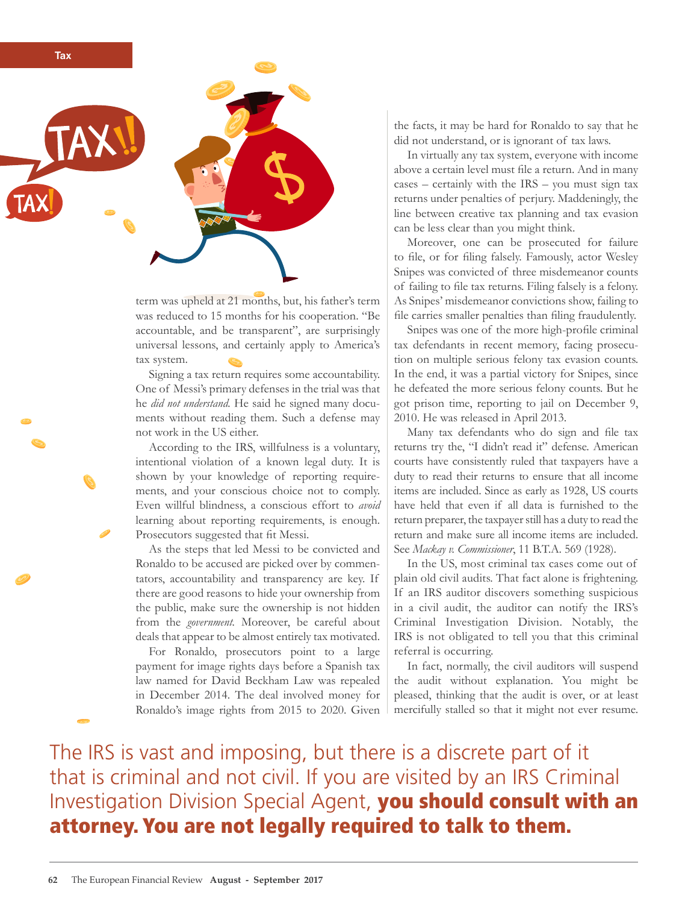term was upheld at 21 months, but, his father's term was reduced to 15 months for his cooperation. "Be accountable, and be transparent", are surprisingly universal lessons, and certainly apply to America's tax system.

Signing a tax return requires some accountability. One of Messi's primary defenses in the trial was that he *did not understand*. He said he signed many documents without reading them. Such a defense may not work in the US either.

According to the IRS, willfulness is a voluntary, intentional violation of a known legal duty. It is shown by your knowledge of reporting requirements, and your conscious choice not to comply. Even willful blindness, a conscious effort to *avoid* learning about reporting requirements, is enough. Prosecutors suggested that fit Messi.

As the steps that led Messi to be convicted and Ronaldo to be accused are picked over by commentators, accountability and transparency are key. If there are good reasons to hide your ownership from the public, make sure the ownership is not hidden from the *government*. Moreover, be careful about deals that appear to be almost entirely tax motivated.

For Ronaldo, prosecutors point to a large payment for image rights days before a Spanish tax law named for David Beckham Law was repealed in December 2014. The deal involved money for Ronaldo's image rights from 2015 to 2020. Given the facts, it may be hard for Ronaldo to say that he did not understand, or is ignorant of tax laws.

In virtually any tax system, everyone with income above a certain level must file a return. And in many cases – certainly with the IRS – you must sign tax returns under penalties of perjury. Maddeningly, the line between creative tax planning and tax evasion can be less clear than you might think.

Moreover, one can be prosecuted for failure to file, or for filing falsely. Famously, actor Wesley Snipes was convicted of three misdemeanor counts of failing to file tax returns. Filing falsely is a felony. As Snipes' misdemeanor convictions show, failing to file carries smaller penalties than filing fraudulently.

Snipes was one of the more high-profile criminal tax defendants in recent memory, facing prosecution on multiple serious felony tax evasion counts. In the end, it was a partial victory for Snipes, since he defeated the more serious felony counts. But he got prison time, reporting to jail on December 9, 2010. He was released in April 2013.

Many tax defendants who do sign and file tax returns try the, "I didn't read it" defense. American courts have consistently ruled that taxpayers have a duty to read their returns to ensure that all income items are included. Since as early as 1928, US courts have held that even if all data is furnished to the return preparer, the taxpayer still has a duty to read the return and make sure all income items are included. See *Mackay v. Commissioner*, 11 B.T.A. 569 (1928).

In the US, most criminal tax cases come out of plain old civil audits. That fact alone is frightening. If an IRS auditor discovers something suspicious in a civil audit, the auditor can notify the IRS's Criminal Investigation Division. Notably, the IRS is not obligated to tell you that this criminal referral is occurring.

In fact, normally, the civil auditors will suspend the audit without explanation. You might be pleased, thinking that the audit is over, or at least mercifully stalled so that it might not ever resume.

The IRS is vast and imposing, but there is a discrete part of it that is criminal and not civil. If you are visited by an IRS Criminal Investigation Division Special Agent, **you should consult with an attorney. You are not legally required to talk to them.**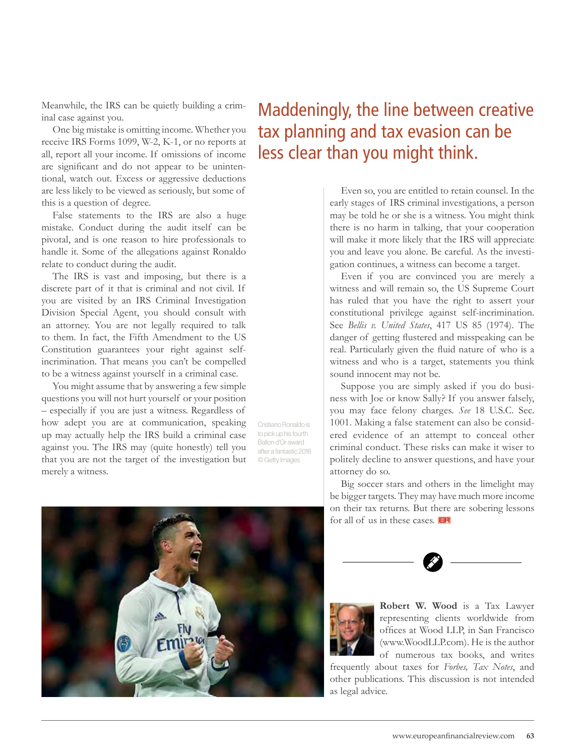Meanwhile, the IRS can be quietly building a criminal case against you.

One big mistake is omitting income. Whether you receive IRS Forms 1099, W-2, K-1, or no reports at all, report all your income. If omissions of income are significant and do not appear to be unintentional, watch out. Excess or aggressive deductions are less likely to be viewed as seriously, but some of this is a question of degree.

False statements to the IRS are also a huge mistake. Conduct during the audit itself can be pivotal, and is one reason to hire professionals to handle it. Some of the allegations against Ronaldo relate to conduct during the audit.

The IRS is vast and imposing, but there is a discrete part of it that is criminal and not civil. If you are visited by an IRS Criminal Investigation Division Special Agent, you should consult with an attorney. You are not legally required to talk to them. In fact, the Fifth Amendment to the US Constitution guarantees your right against self-incrimination. That means you can't be compelled to be a witness against yourself in a criminal case.

You might assume that by answering a few simple questions you will not hurt yourself or your position – especially if you are just a witness. Regardless of how adept you are at communication, speaking up may actually help the IRS build a criminal case against you. The IRS may (quite honestly) tell you that you are not the target of the investigation but merely a witness.

> Maddeningly, the line between creative tax planning and tax evasion can be less clear than you might think.

Cristiano Ronaldo is to pick up his fourth Ballon d'Or award after a fantastic 2016 © Getty Images

Even so, you are entitled to retain counsel. In the early stages of IRS criminal investigations, a person may be told he or she is a witness. You might think there is no harm in talking, that your cooperation will make it more likely that the IRS will appreciate you and leave you alone. Be careful. As the investigation continues, a witness can become a target.

Even if you are convinced you are merely a witness and will remain so, the US Supreme Court has ruled that you have the right to assert your constitutional privilege against self-incrimination. See *Bellis v. United States*, 417 US 85 (1974). The danger of getting flustered and misspeaking can be real. Particularly given the fluid nature of who is a witness and who is a target, statements you think sound innocent may not be.

Suppose you are simply asked if you do business with Joe or know Sally? If you answer falsely, you may face felony charges. *See* 18 U.S.C. Sec. 1001. Making a false statement can also be considered evidence of an attempt to conceal other criminal conduct. These risks can make it wiser to politely decline to answer questions, and have your attorney do so.

Big soccer stars and others in the limelight may be bigger targets. They may have much more income on their tax returns. But there are sobering lessons for all of us in these cases.

**Robert W. Wood** is a Tax Lawyer representing clients worldwide from offices at Wood LLP, in San Francisco (www.WoodLLP.com). He is the author of numerous tax books, and writes frequently about taxes for *Forbes*, *Tax Notes*, and other publications. This discussion is not intended as legal advice.